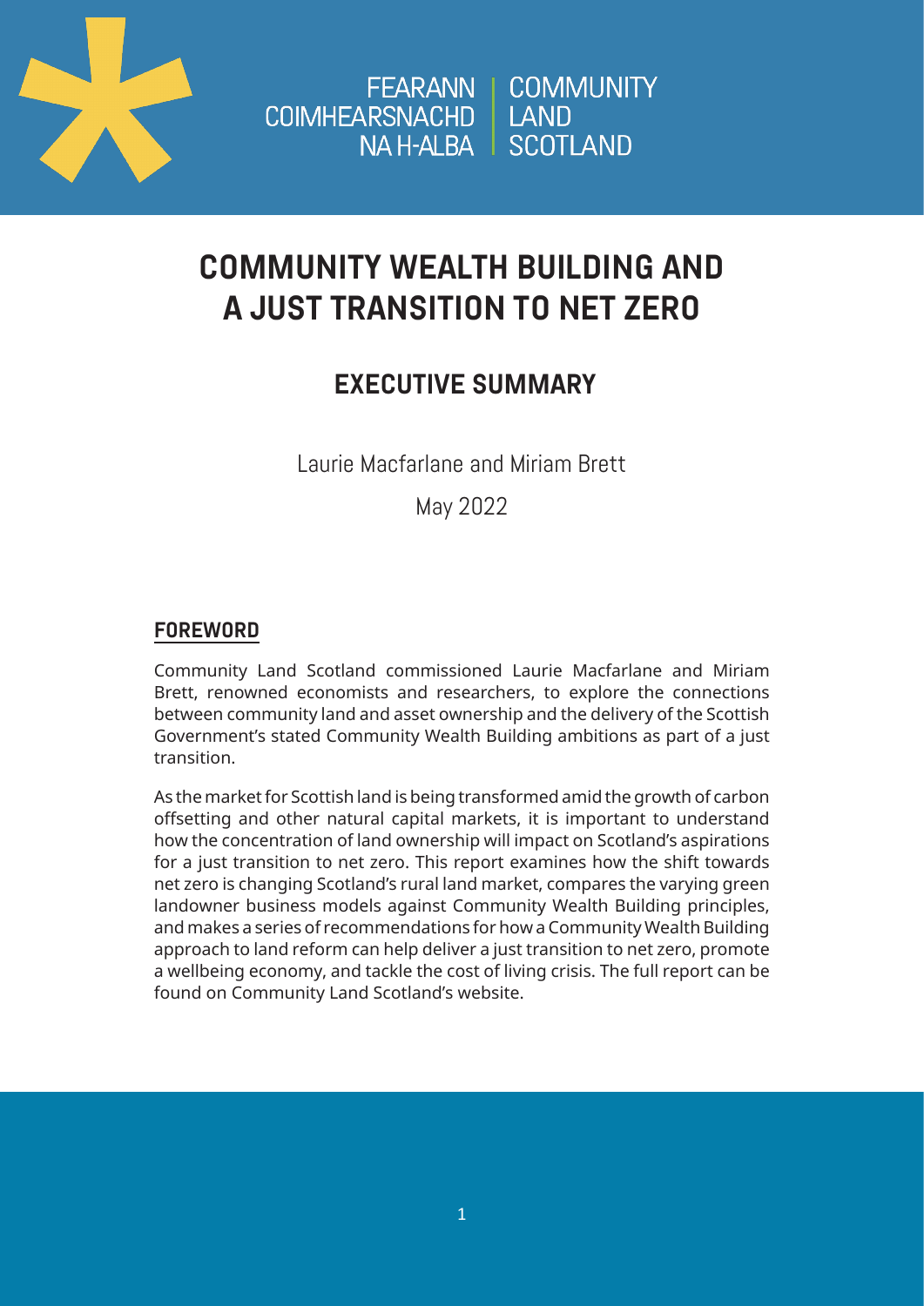FEARANN COIMHEARSNACHD NA H-ALBA | COMMUNITY LAND SCOTLAND

# COMMUNITY WEALTH BUILDING AND A JUST TRANSITION TO NET ZERO

## EXECUTIVE SUMMARY

Laurie Macfarlane and Miriam Brett

May 2022

### FOREWORD

Community Land Scotland commissioned Laurie Macfarlane and Miriam Brett, renowned economists and researchers, to explore the connections between community land and asset ownership and the delivery of the Scottish Government's stated Community Wealth Building ambitions as part of a just transition.

As the market for Scottish land is being transformed amid the growth of carbon offsetting and other natural capital markets, it is important to understand how the concentration of land ownership will impact on Scotland's aspirations for a just transition to net zero. This report examines how the shift towards net zero is changing Scotland's rural land market, compares the varying green landowner business models against Community Wealth Building principles, and makes a series of recommendations for how a Community Wealth Building approach to land reform can help deliver a just transition to net zero, promote a wellbeing economy, and tackle the cost of living crisis. The full report can be found on Community Land Scotland's website.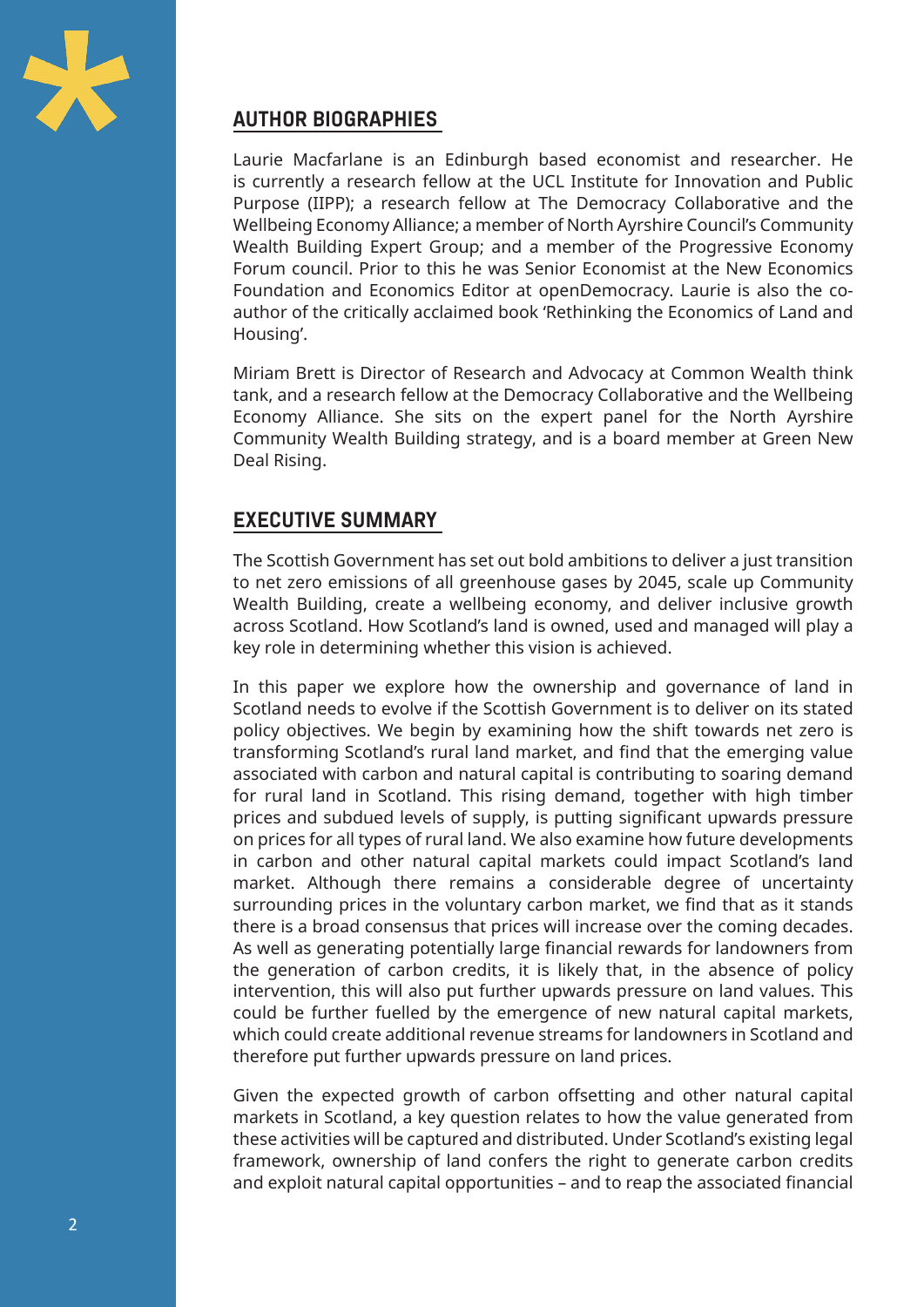## AUTHOR BIOGRAPHIES

Laurie Macfarlane is an Edinburgh based economist and researcher. He is currently a research fellow at the UCL Institute for Innovation and Public Purpose (IIPP); a research fellow at The Democracy Collaborative and the Wellbeing Economy Alliance; a member of North Ayrshire Council's Community Wealth Building Expert Group; and a member of the Progressive Economy Forum council. Prior to this he was Senior Economist at the New Economics Foundation and Economics Editor at openDemocracy. Laurie is also the co-author of the critically acclaimed book 'Rethinking the Economics of Land and Housing'.

Miriam Brett is Director of Research and Advocacy at Common Wealth think tank, and a research fellow at the Democracy Collaborative and the Wellbeing Economy Alliance. She sits on the expert panel for the North Ayrshire Community Wealth Building strategy, and is a board member at Green New Deal Rising.

## EXECUTIVE SUMMARY

The Scottish Government has set out bold ambitions to deliver a just transition to net zero emissions of all greenhouse gases by 2045, scale up Community Wealth Building, create a wellbeing economy, and deliver inclusive growth across Scotland. How Scotland's land is owned, used and managed will play a key role in determining whether this vision is achieved.

In this paper we explore how the ownership and governance of land in Scotland needs to evolve if the Scottish Government is to deliver on its stated policy objectives. We begin by examining how the shift towards net zero is transforming Scotland's rural land market, and find that the emerging value associated with carbon and natural capital is contributing to soaring demand for rural land in Scotland. This rising demand, together with high timber prices and subdued levels of supply, is putting significant upwards pressure on prices for all types of rural land. We also examine how future developments in carbon and other natural capital markets could impact Scotland's land market. Although there remains a considerable degree of uncertainty surrounding prices in the voluntary carbon market, we find that as it stands there is a broad consensus that prices will increase over the coming decades. As well as generating potentially large financial rewards for landowners from the generation of carbon credits, it is likely that, in the absence of policy intervention, this will also put further upwards pressure on land values. This could be further fuelled by the emergence of new natural capital markets, which could create additional revenue streams for landowners in Scotland and therefore put further upwards pressure on land prices.

Given the expected growth of carbon offsetting and other natural capital markets in Scotland, a key question relates to how the value generated from these activities will be captured and distributed. Under Scotland's existing legal framework, ownership of land confers the right to generate carbon credits and exploit natural capital opportunities – and to reap the associated financial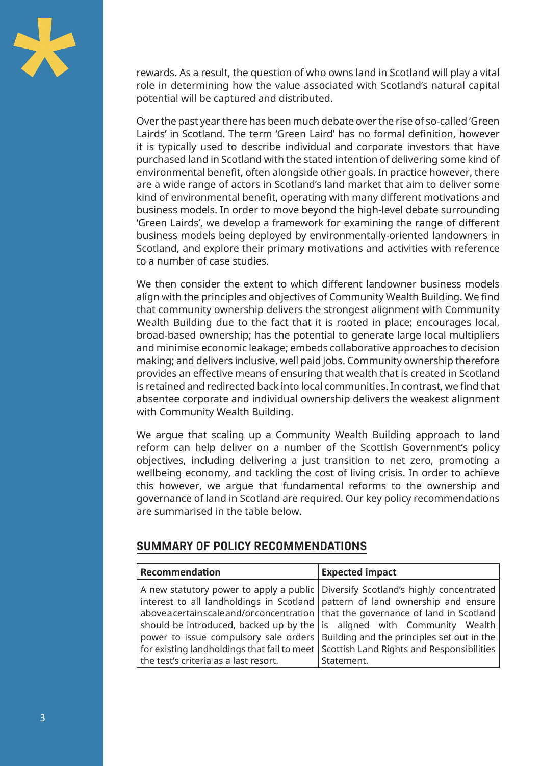rewards. As a result, the question of who owns land in Scotland will play a vital role in determining how the value associated with Scotland's natural capital potential will be captured and distributed.

Over the past year there has been much debate over the rise of so-called 'Green Lairds' in Scotland. The term 'Green Laird' has no formal definition, however it is typically used to describe individual and corporate investors that have purchased land in Scotland with the stated intention of delivering some kind of environmental benefit, often alongside other goals. In practice however, there are a wide range of actors in Scotland's land market that aim to deliver some kind of environmental benefit, operating with many different motivations and business models. In order to move beyond the high-level debate surrounding 'Green Lairds', we develop a framework for examining the range of different business models being deployed by environmentally-oriented landowners in Scotland, and explore their primary motivations and activities with reference to a number of case studies.

We then consider the extent to which different landowner business models align with the principles and objectives of Community Wealth Building. We find that community ownership delivers the strongest alignment with Community Wealth Building due to the fact that it is rooted in place; encourages local, broad-based ownership; has the potential to generate large local multipliers and minimise economic leakage; embeds collaborative approaches to decision making; and delivers inclusive, well paid jobs. Community ownership therefore provides an effective means of ensuring that wealth that is created in Scotland is retained and redirected back into local communities. In contrast, we find that absentee corporate and individual ownership delivers the weakest alignment with Community Wealth Building.

We argue that scaling up a Community Wealth Building approach to land reform can help deliver on a number of the Scottish Government's policy objectives, including delivering a just transition to net zero, promoting a wellbeing economy, and tackling the cost of living crisis. In order to achieve this however, we argue that fundamental reforms to the ownership and governance of land in Scotland are required. Our key policy recommendations are summarised in the table below.

## SUMMARY OF POLICY RECOMMENDATIONS

| Recommendation | Expected impact |
|---|---|
| A new statutory power to apply a public interest to all landholdings in Scotland above a certain scale and/or concentration should be introduced, backed up by the power to issue compulsory sale orders for existing landholdings that fail to meet the test's criteria as a last resort. | Diversify Scotland's highly concentrated pattern of land ownership and ensure that the governance of land in Scotland is aligned with Community Wealth Building and the principles set out in the Scottish Land Rights and Responsibilities Statement. |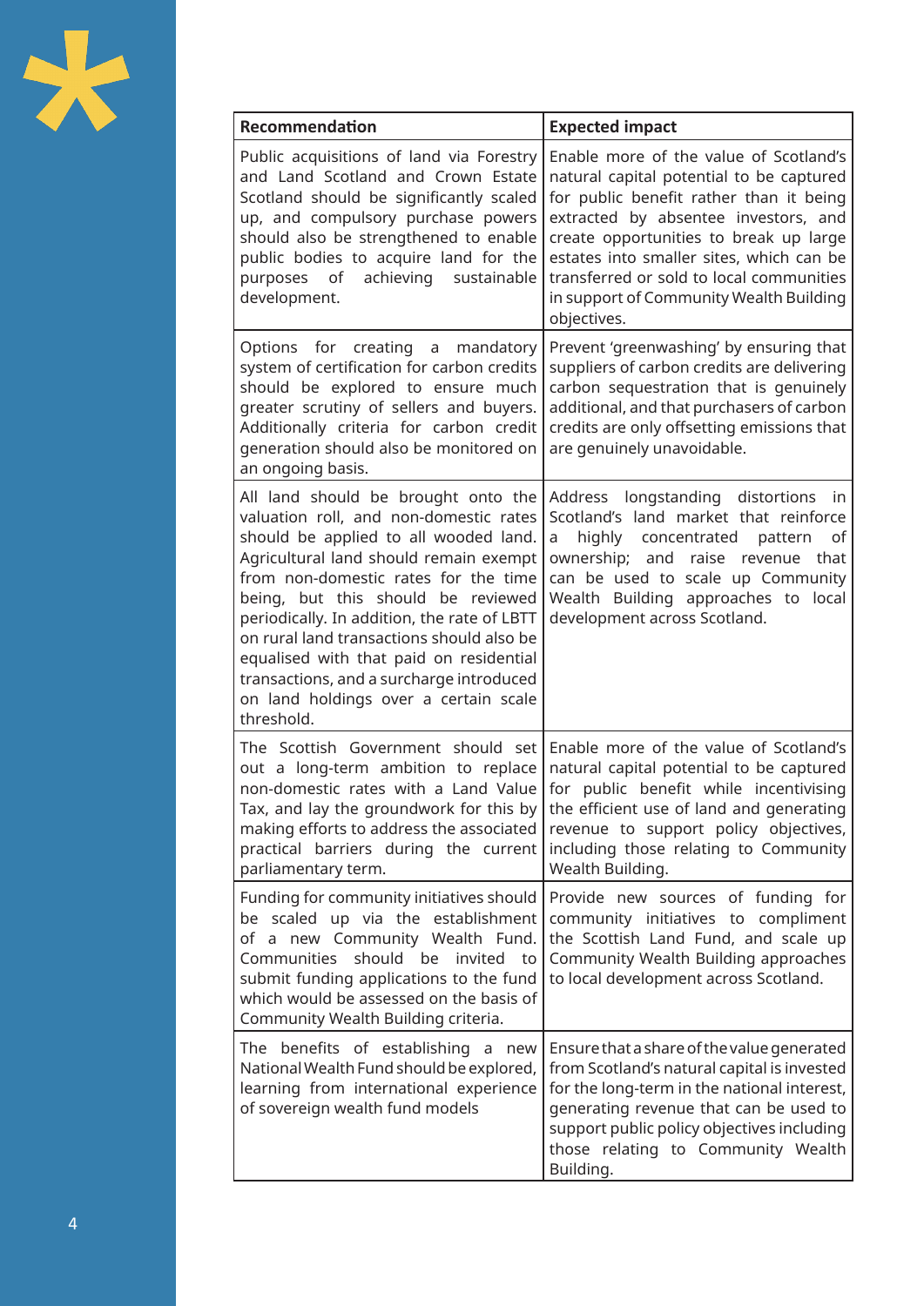| Recommendation | Expected impact |
|---|---|
| Public acquisitions of land via Forestry and Land Scotland and Crown Estate Scotland should be significantly scaled up, and compulsory purchase powers should also be strengthened to enable public bodies to acquire land for the purposes of achieving sustainable development. | Enable more of the value of Scotland's natural capital potential to be captured for public benefit rather than it being extracted by absentee investors, and create opportunities to break up large estates into smaller sites, which can be transferred or sold to local communities in support of Community Wealth Building objectives. |
| Options for creating a mandatory system of certification for carbon credits should be explored to ensure much greater scrutiny of sellers and buyers. Additionally criteria for carbon credit generation should also be monitored on an ongoing basis. | Prevent 'greenwashing' by ensuring that suppliers of carbon credits are delivering carbon sequestration that is genuinely additional, and that purchasers of carbon credits are only offsetting emissions that are genuinely unavoidable. |
| All land should be brought onto the valuation roll, and non-domestic rates should be applied to all wooded land. Agricultural land should remain exempt from non-domestic rates for the time being, but this should be reviewed periodically. In addition, the rate of LBTT on rural land transactions should also be equalised with that paid on residential transactions, and a surcharge introduced on land holdings over a certain scale threshold. | Address longstanding distortions in Scotland's land market that reinforce a highly concentrated pattern of ownership; and raise revenue that can be used to scale up Community Wealth Building approaches to local development across Scotland. |
| The Scottish Government should set out a long-term ambition to replace non-domestic rates with a Land Value Tax, and lay the groundwork for this by making efforts to address the associated practical barriers during the current parliamentary term. | Enable more of the value of Scotland's natural capital potential to be captured for public benefit while incentivising the efficient use of land and generating revenue to support policy objectives, including those relating to Community Wealth Building. |
| Funding for community initiatives should be scaled up via the establishment of a new Community Wealth Fund. Communities should be invited to submit funding applications to the fund which would be assessed on the basis of Community Wealth Building criteria. | Provide new sources of funding for community initiatives to compliment the Scottish Land Fund, and scale up Community Wealth Building approaches to local development across Scotland. |
| The benefits of establishing a new National Wealth Fund should be explored, learning from international experience of sovereign wealth fund models | Ensure that a share of the value generated from Scotland's natural capital is invested for the long-term in the national interest, generating revenue that can be used to support public policy objectives including those relating to Community Wealth Building. |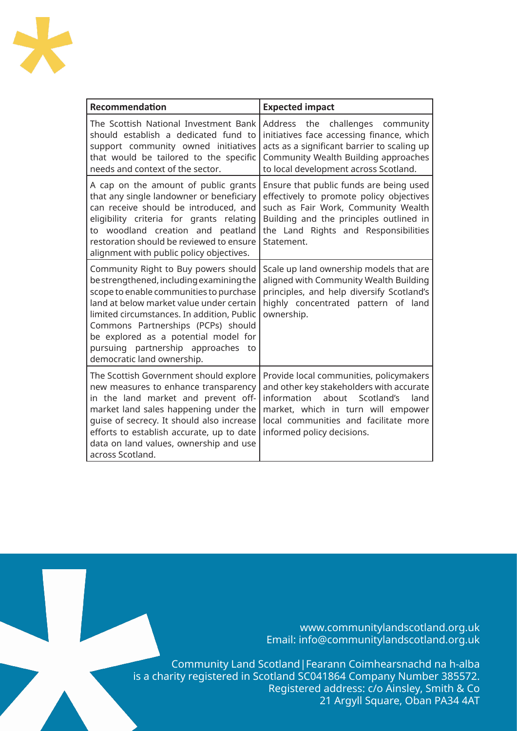| Recommendation | Expected impact |
|---|---|
| The Scottish National Investment Bank should establish a dedicated fund to support community owned initiatives that would be tailored to the specific needs and context of the sector. | Address the challenges community initiatives face accessing finance, which acts as a significant barrier to scaling up Community Wealth Building approaches to local development across Scotland. |
| A cap on the amount of public grants that any single landowner or beneficiary can receive should be introduced, and eligibility criteria for grants relating to woodland creation and peatland restoration should be reviewed to ensure alignment with public policy objectives. | Ensure that public funds are being used effectively to promote policy objectives such as Fair Work, Community Wealth Building and the principles outlined in the Land Rights and Responsibilities Statement. |
| Community Right to Buy powers should be strengthened, including examining the scope to enable communities to purchase land at below market value under certain limited circumstances. In addition, Public Commons Partnerships (PCPs) should be explored as a potential model for pursuing partnership approaches to democratic land ownership. | Scale up land ownership models that are aligned with Community Wealth Building principles, and help diversify Scotland's highly concentrated pattern of land ownership. |
| The Scottish Government should explore new measures to enhance transparency in the land market and prevent off-market land sales happening under the guise of secrecy. It should also increase efforts to establish accurate, up to date data on land values, ownership and use across Scotland. | Provide local communities, policymakers and other key stakeholders with accurate information about Scotland's land market, which in turn will empower local communities and facilitate more informed policy decisions. |

www.communitylandscotland.org.uk
Email: info@communitylandscotland.org.uk

Community Land Scotland | Fearann Coimhearsnachd na h-alba
is a charity registered in Scotland SC041864 Company Number 385572.
Registered address: c/o Ainsley, Smith & Co
21 Argyll Square, Oban PA34 4AT